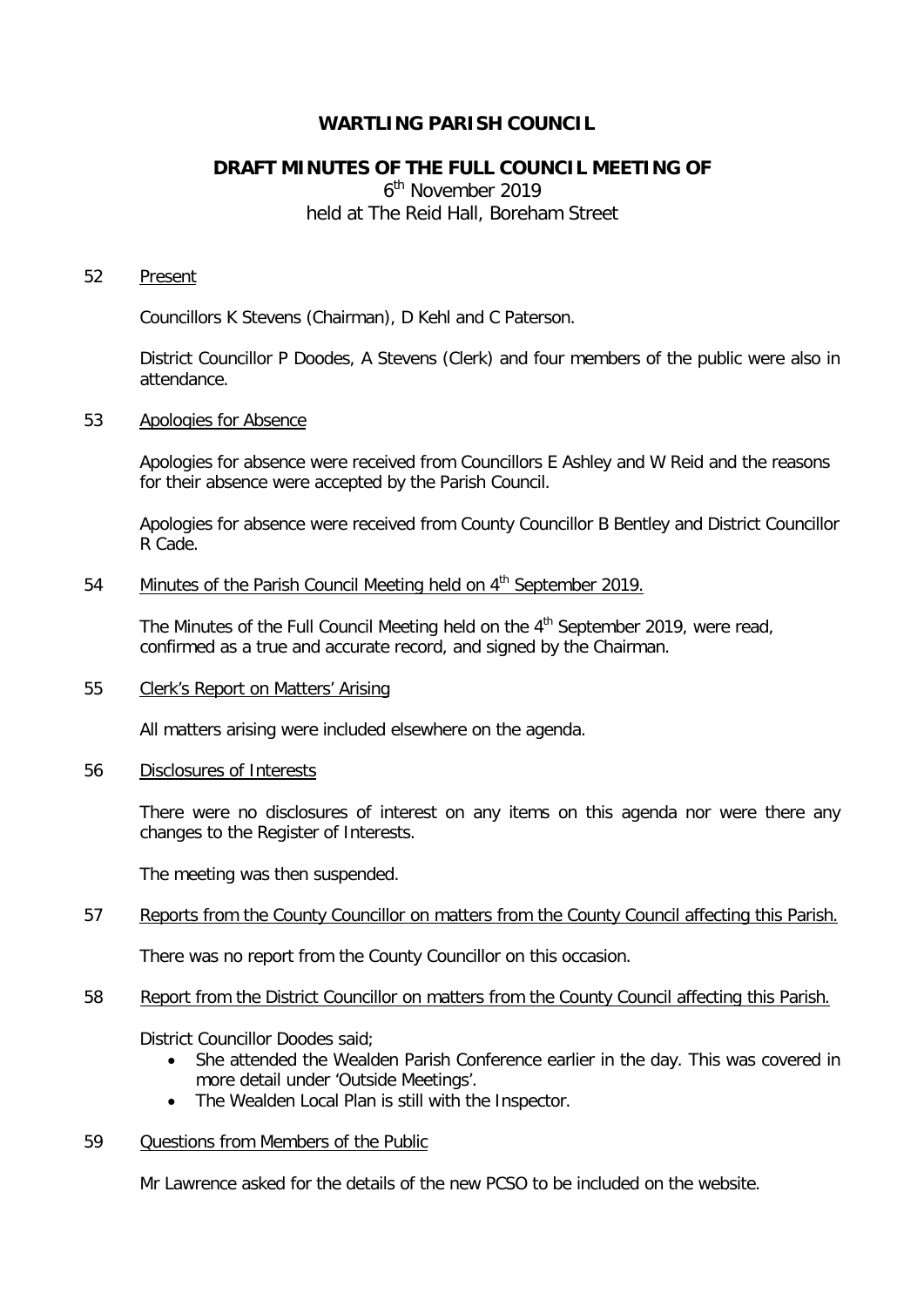# WARTLING PARISH COUNCIL

## DRAFT MINUTES OF THE FULL COUNCIL MEETING OF

6th November 2019
held at The Reid Hall, Boreham Street

52 Present

Councillors K Stevens (Chairman), D Kehl and C Paterson.

District Councillor P Doodes, A Stevens (Clerk) and four members of the public were also in attendance.

53 Apologies for Absence

Apologies for absence were received from Councillors E Ashley and W Reid and the reasons for their absence were accepted by the Parish Council.

Apologies for absence were received from County Councillor B Bentley and District Councillor R Cade.

54 Minutes of the Parish Council Meeting held on 4th September 2019.

The Minutes of the Full Council Meeting held on the 4th September 2019, were read, confirmed as a true and accurate record, and signed by the Chairman.

55 Clerk's Report on Matters' Arising

All matters arising were included elsewhere on the agenda.

56 Disclosures of Interests

There were no disclosures of interest on any items on this agenda nor were there any changes to the Register of Interests.

The meeting was then suspended.

57 Reports from the County Councillor on matters from the County Council affecting this Parish.

There was no report from the County Councillor on this occasion.

58 Report from the District Councillor on matters from the County Council affecting this Parish.

District Councillor Doodes said;

- She attended the Wealden Parish Conference earlier in the day. This was covered in more detail under 'Outside Meetings'.
- The Wealden Local Plan is still with the Inspector.

59 Questions from Members of the Public

Mr Lawrence asked for the details of the new PCSO to be included on the website.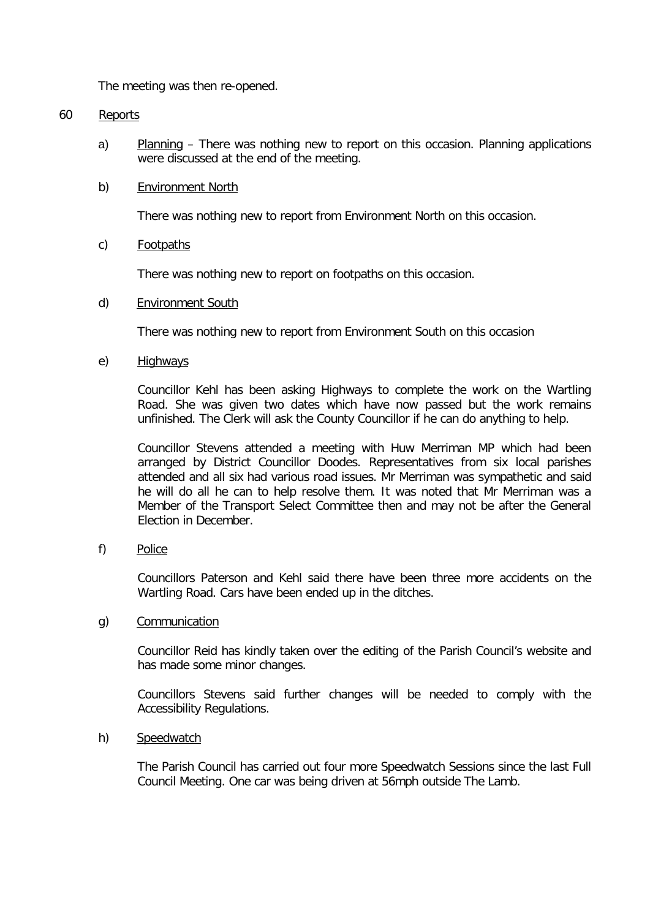The meeting was then re-opened.

60 Reports

a) Planning – There was nothing new to report on this occasion. Planning applications were discussed at the end of the meeting.

b) Environment North

There was nothing new to report from Environment North on this occasion.

c) Footpaths

There was nothing new to report on footpaths on this occasion.

d) Environment South

There was nothing new to report from Environment South on this occasion

e) Highways

Councillor Kehl has been asking Highways to complete the work on the Wartling Road. She was given two dates which have now passed but the work remains unfinished. The Clerk will ask the County Councillor if he can do anything to help.

Councillor Stevens attended a meeting with Huw Merriman MP which had been arranged by District Councillor Doodes. Representatives from six local parishes attended and all six had various road issues. Mr Merriman was sympathetic and said he will do all he can to help resolve them. It was noted that Mr Merriman was a Member of the Transport Select Committee then and may not be after the General Election in December.

f) Police

Councillors Paterson and Kehl said there have been three more accidents on the Wartling Road. Cars have been ended up in the ditches.

g) Communication

Councillor Reid has kindly taken over the editing of the Parish Council's website and has made some minor changes.

Councillors Stevens said further changes will be needed to comply with the Accessibility Regulations.

h) Speedwatch

The Parish Council has carried out four more Speedwatch Sessions since the last Full Council Meeting. One car was being driven at 56mph outside The Lamb.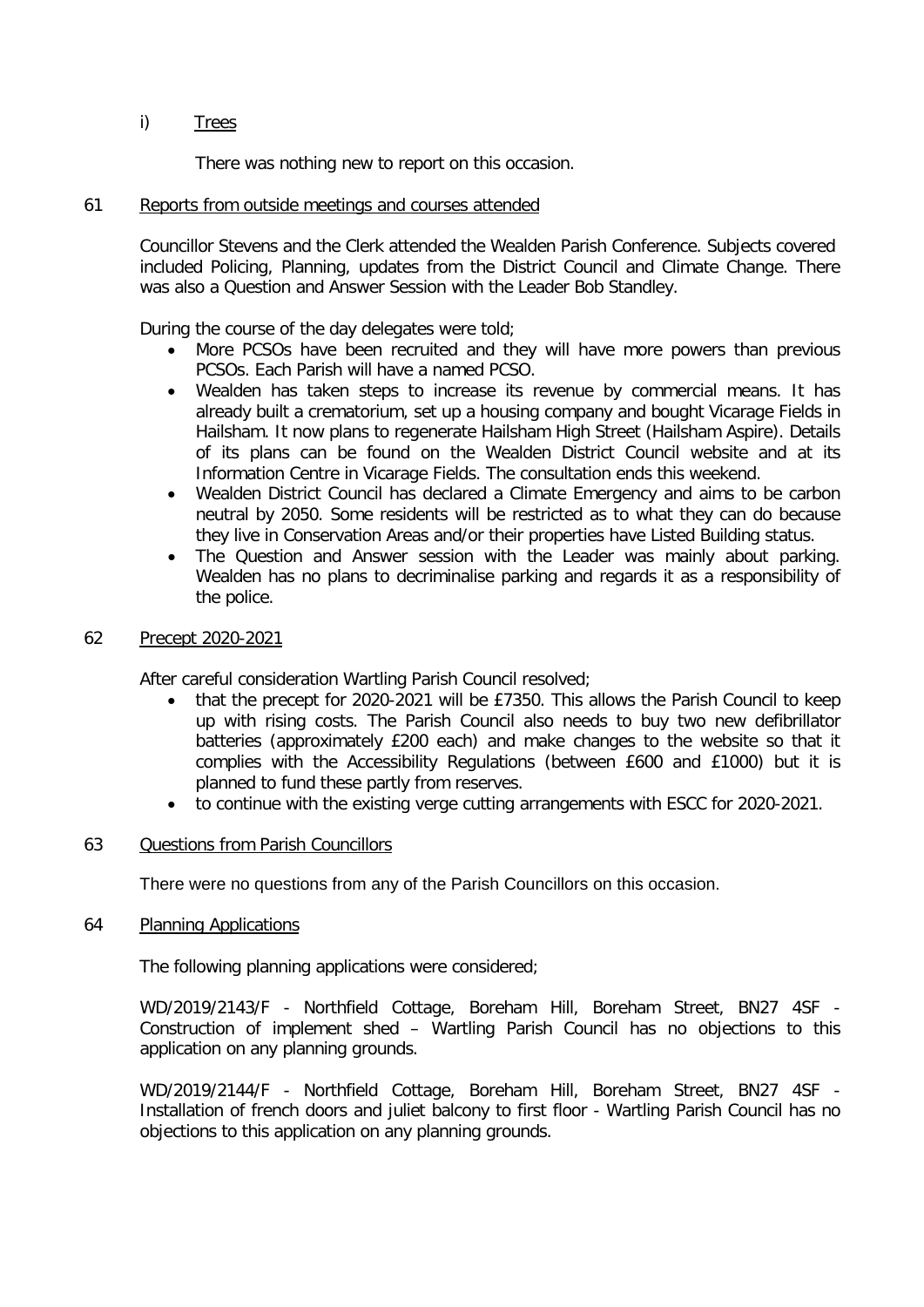i) Trees

There was nothing new to report on this occasion.

61 Reports from outside meetings and courses attended

Councillor Stevens and the Clerk attended the Wealden Parish Conference. Subjects covered included Policing, Planning, updates from the District Council and Climate Change. There was also a Question and Answer Session with the Leader Bob Standley.

During the course of the day delegates were told;

- More PCSOs have been recruited and they will have more powers than previous PCSOs. Each Parish will have a named PCSO.
- Wealden has taken steps to increase its revenue by commercial means. It has already built a crematorium, set up a housing company and bought Vicarage Fields in Hailsham. It now plans to regenerate Hailsham High Street (Hailsham Aspire). Details of its plans can be found on the Wealden District Council website and at its Information Centre in Vicarage Fields. The consultation ends this weekend.
- Wealden District Council has declared a Climate Emergency and aims to be carbon neutral by 2050. Some residents will be restricted as to what they can do because they live in Conservation Areas and/or their properties have Listed Building status.
- The Question and Answer session with the Leader was mainly about parking. Wealden has no plans to decriminalise parking and regards it as a responsibility of the police.

62 Precept 2020-2021

After careful consideration Wartling Parish Council resolved;

- that the precept for 2020-2021 will be £7350. This allows the Parish Council to keep up with rising costs. The Parish Council also needs to buy two new defibrillator batteries (approximately £200 each) and make changes to the website so that it complies with the Accessibility Regulations (between £600 and £1000) but it is planned to fund these partly from reserves.
- to continue with the existing verge cutting arrangements with ESCC for 2020-2021.

63 Questions from Parish Councillors

There were no questions from any of the Parish Councillors on this occasion.

64 Planning Applications

The following planning applications were considered;

WD/2019/2143/F - Northfield Cottage, Boreham Hill, Boreham Street, BN27 4SF - Construction of implement shed – Wartling Parish Council has no objections to this application on any planning grounds.

WD/2019/2144/F - Northfield Cottage, Boreham Hill, Boreham Street, BN27 4SF - Installation of french doors and juliet balcony to first floor - Wartling Parish Council has no objections to this application on any planning grounds.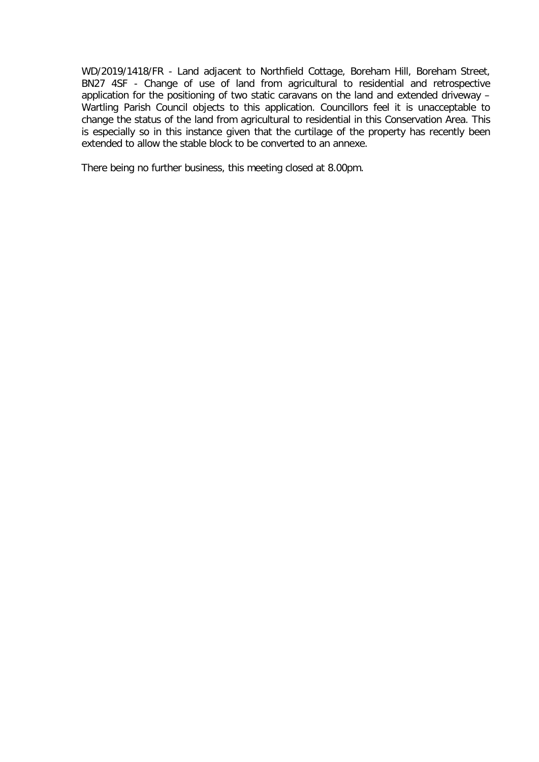WD/2019/1418/FR - Land adjacent to Northfield Cottage, Boreham Hill, Boreham Street, BN27 4SF - Change of use of land from agricultural to residential and retrospective application for the positioning of two static caravans on the land and extended driveway – Wartling Parish Council objects to this application. Councillors feel it is unacceptable to change the status of the land from agricultural to residential in this Conservation Area. This is especially so in this instance given that the curtilage of the property has recently been extended to allow the stable block to be converted to an annexe.

There being no further business, this meeting closed at 8.00pm.